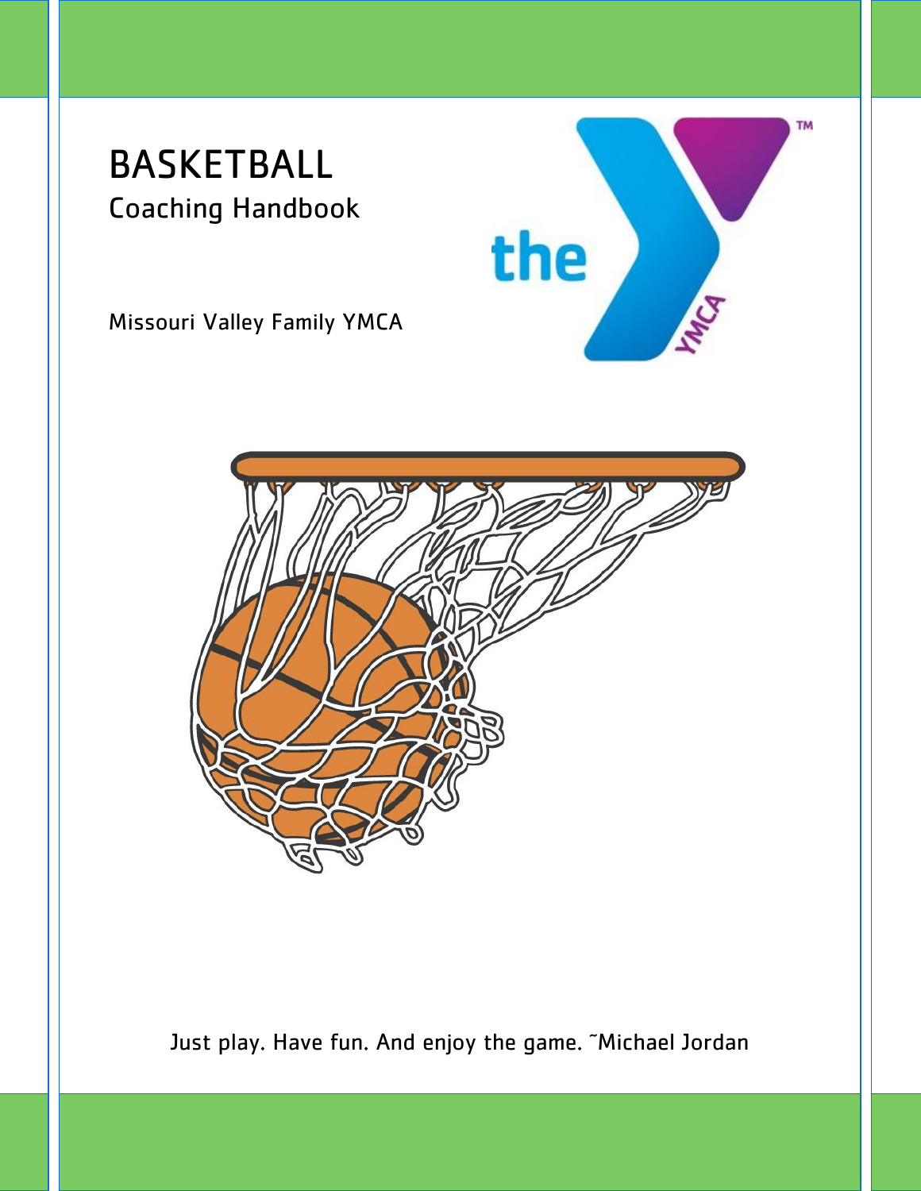# BASKETBALL

## Coaching Handbook

Missouri Valley Family YMCA

Just play. Have fun. And enjoy the game. ~Michael Jordan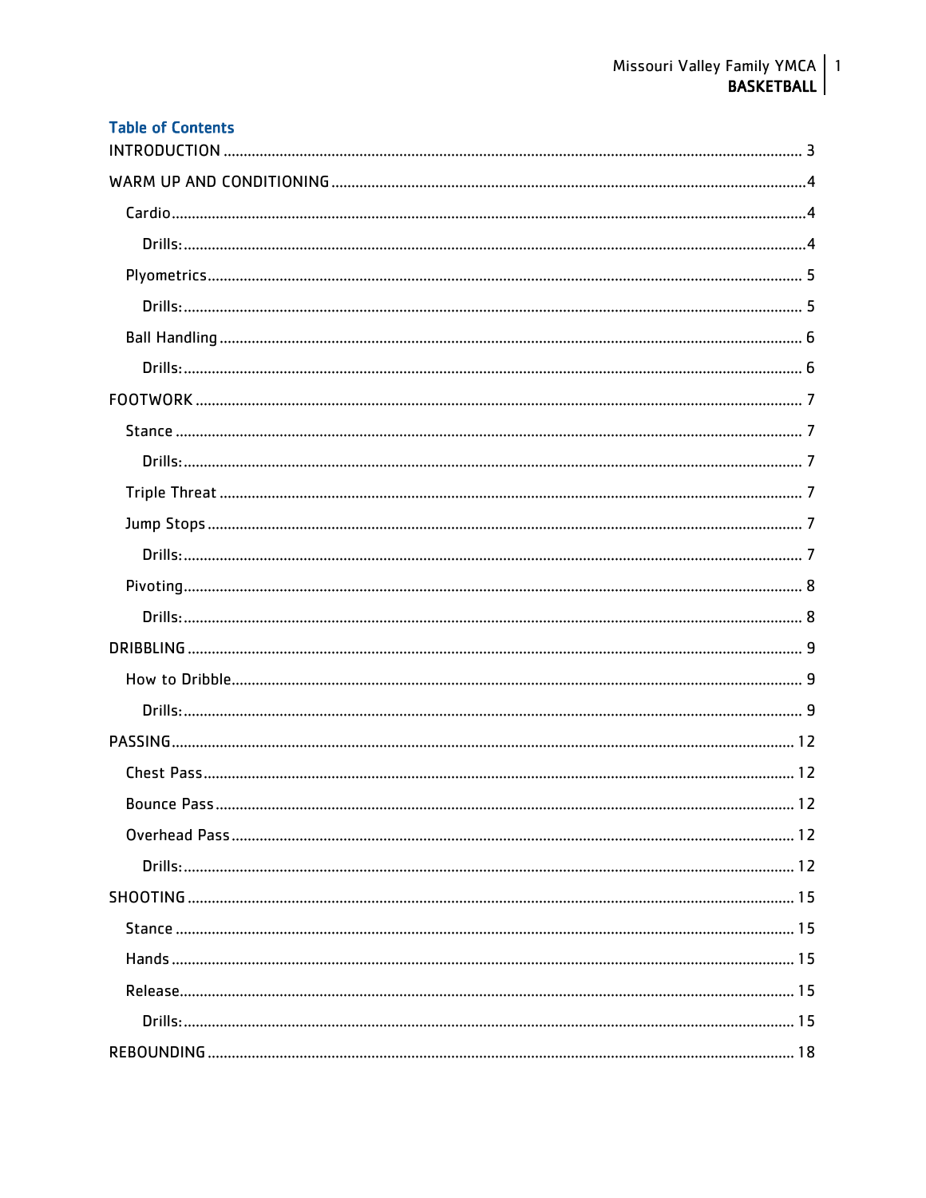## Table of Contents

INTRODUCTION ........................................................ 3

WARM UP AND CONDITIONING ........................................................ 4

- Cardio ........................................................ 4
  - Drills: ........................................................ 4
- Plyometrics ........................................................ 5
  - Drills: ........................................................ 5
- Ball Handling ........................................................ 6
  - Drills: ........................................................ 6

FOOTWORK ........................................................ 7

- Stance ........................................................ 7
  - Drills: ........................................................ 7
- Triple Threat ........................................................ 7
- Jump Stops ........................................................ 7
  - Drills: ........................................................ 7
- Pivoting ........................................................ 8
  - Drills: ........................................................ 8

DRIBBLING ........................................................ 9

- How to Dribble ........................................................ 9
  - Drills: ........................................................ 9

PASSING ........................................................ 12

- Chest Pass ........................................................ 12
- Bounce Pass ........................................................ 12
- Overhead Pass ........................................................ 12
  - Drills: ........................................................ 12

SHOOTING ........................................................ 15

- Stance ........................................................ 15
- Hands ........................................................ 15
- Release ........................................................ 15
  - Drills: ........................................................ 15

REBOUNDING ........................................................ 18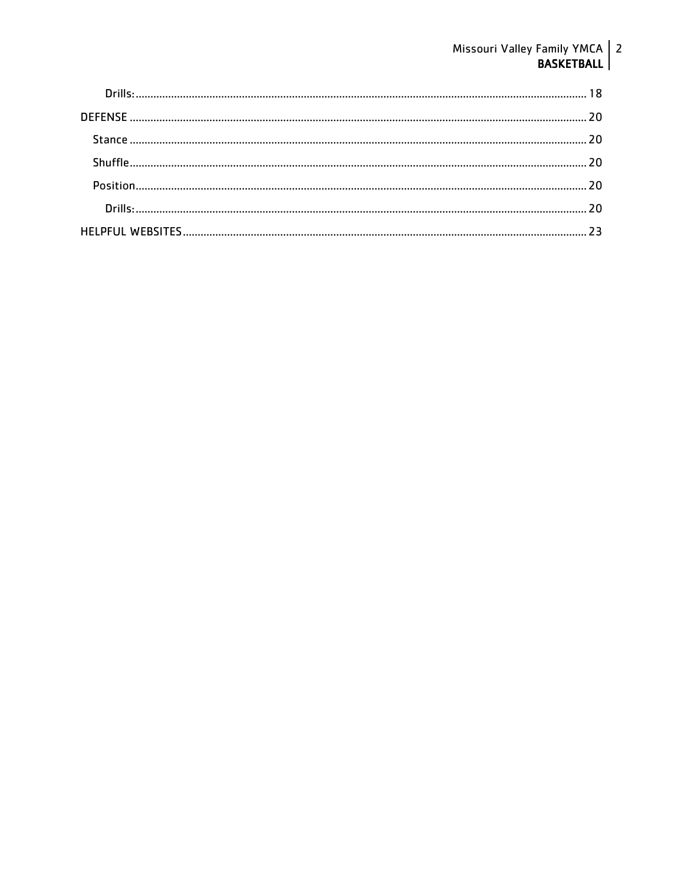Drills: ........................................................................................................................................ 18

DEFENSE ......................................................................................................................................... 20

Stance ........................................................................................................................................ 20

Shuffle ........................................................................................................................................ 20

Position ....................................................................................................................................... 20

Drills: ........................................................................................................................................ 20

HELPFUL WEBSITES ...................................................................................................................... 23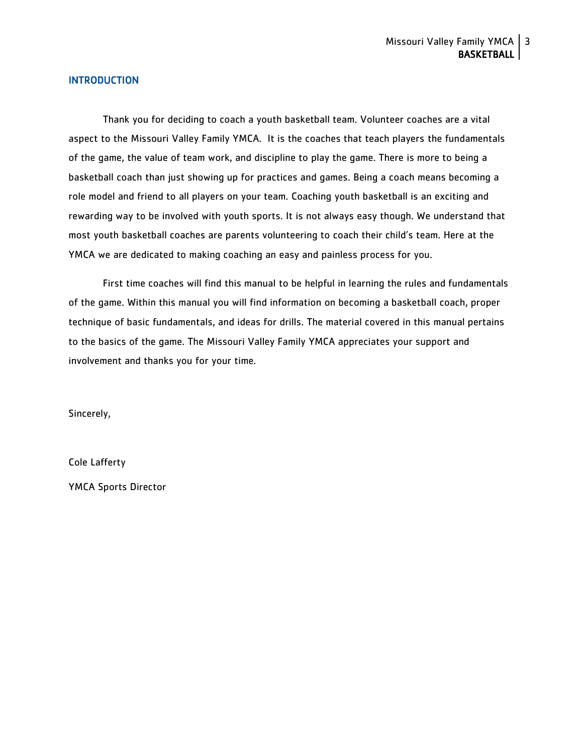## INTRODUCTION

Thank you for deciding to coach a youth basketball team. Volunteer coaches are a vital aspect to the Missouri Valley Family YMCA. It is the coaches that teach players the fundamentals of the game, the value of team work, and discipline to play the game. There is more to being a basketball coach than just showing up for practices and games. Being a coach means becoming a role model and friend to all players on your team. Coaching youth basketball is an exciting and rewarding way to be involved with youth sports. It is not always easy though. We understand that most youth basketball coaches are parents volunteering to coach their child's team. Here at the YMCA we are dedicated to making coaching an easy and painless process for you.

First time coaches will find this manual to be helpful in learning the rules and fundamentals of the game. Within this manual you will find information on becoming a basketball coach, proper technique of basic fundamentals, and ideas for drills. The material covered in this manual pertains to the basics of the game. The Missouri Valley Family YMCA appreciates your support and involvement and thanks you for your time.

Sincerely,

Cole Lafferty

YMCA Sports Director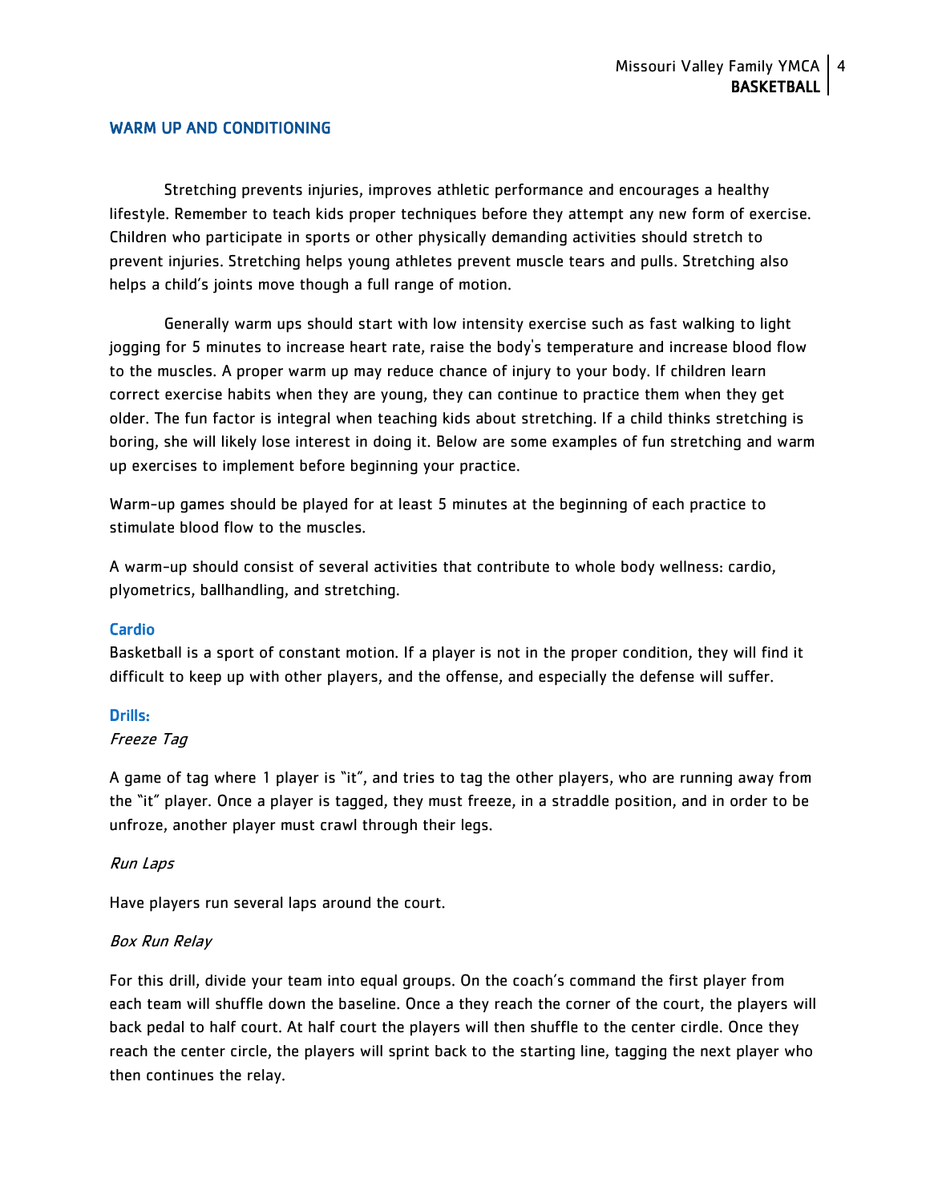## WARM UP AND CONDITIONING

Stretching prevents injuries, improves athletic performance and encourages a healthy lifestyle. Remember to teach kids proper techniques before they attempt any new form of exercise. Children who participate in sports or other physically demanding activities should stretch to prevent injuries. Stretching helps young athletes prevent muscle tears and pulls. Stretching also helps a child's joints move though a full range of motion.

Generally warm ups should start with low intensity exercise such as fast walking to light jogging for 5 minutes to increase heart rate, raise the body's temperature and increase blood flow to the muscles. A proper warm up may reduce chance of injury to your body. If children learn correct exercise habits when they are young, they can continue to practice them when they get older. The fun factor is integral when teaching kids about stretching. If a child thinks stretching is boring, she will likely lose interest in doing it. Below are some examples of fun stretching and warm up exercises to implement before beginning your practice.

Warm-up games should be played for at least 5 minutes at the beginning of each practice to stimulate blood flow to the muscles.

A warm-up should consist of several activities that contribute to whole body wellness: cardio, plyometrics, ballhandling, and stretching.

### Cardio

Basketball is a sport of constant motion. If a player is not in the proper condition, they will find it difficult to keep up with other players, and the offense, and especially the defense will suffer.

### Drills:

*Freeze Tag*

A game of tag where 1 player is "it", and tries to tag the other players, who are running away from the "it" player. Once a player is tagged, they must freeze, in a straddle position, and in order to be unfroze, another player must crawl through their legs.

*Run Laps*

Have players run several laps around the court.

*Box Run Relay*

For this drill, divide your team into equal groups. On the coach's command the first player from each team will shuffle down the baseline. Once a they reach the corner of the court, the players will back pedal to half court. At half court the players will then shuffle to the center cirdle. Once they reach the center circle, the players will sprint back to the starting line, tagging the next player who then continues the relay.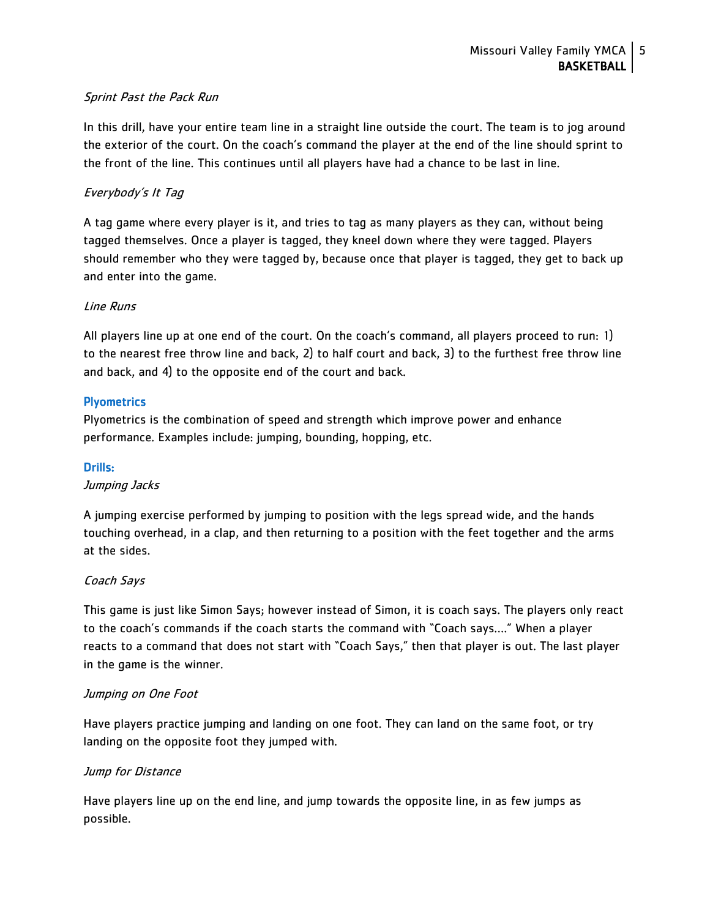*Sprint Past the Pack Run*

In this drill, have your entire team line in a straight line outside the court. The team is to jog around the exterior of the court. On the coach's command the player at the end of the line should sprint to the front of the line. This continues until all players have had a chance to be last in line.

*Everybody's It Tag*

A tag game where every player is it, and tries to tag as many players as they can, without being tagged themselves. Once a player is tagged, they kneel down where they were tagged. Players should remember who they were tagged by, because once that player is tagged, they get to back up and enter into the game.

*Line Runs*

All players line up at one end of the court. On the coach's command, all players proceed to run: 1) to the nearest free throw line and back, 2) to half court and back, 3) to the furthest free throw line and back, and 4) to the opposite end of the court and back.

### Plyometrics

Plyometrics is the combination of speed and strength which improve power and enhance performance. Examples include: jumping, bounding, hopping, etc.

### Drills:

*Jumping Jacks*

A jumping exercise performed by jumping to position with the legs spread wide, and the hands touching overhead, in a clap, and then returning to a position with the feet together and the arms at the sides.

*Coach Says*

This game is just like Simon Says; however instead of Simon, it is coach says. The players only react to the coach's commands if the coach starts the command with "Coach says…." When a player reacts to a command that does not start with "Coach Says," then that player is out. The last player in the game is the winner.

*Jumping on One Foot*

Have players practice jumping and landing on one foot. They can land on the same foot, or try landing on the opposite foot they jumped with.

*Jump for Distance*

Have players line up on the end line, and jump towards the opposite line, in as few jumps as possible.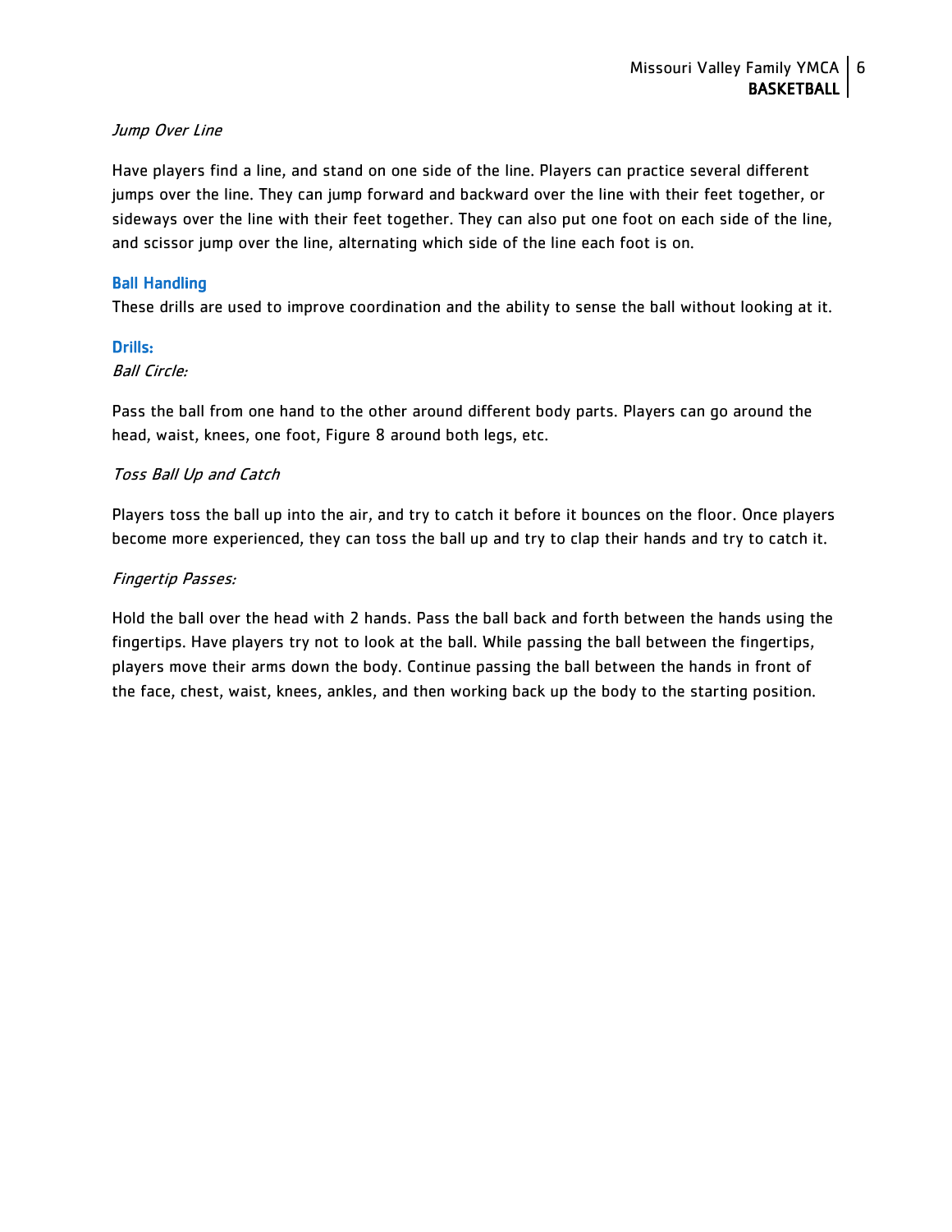*Jump Over Line*

Have players find a line, and stand on one side of the line. Players can practice several different jumps over the line. They can jump forward and backward over the line with their feet together, or sideways over the line with their feet together. They can also put one foot on each side of the line, and scissor jump over the line, alternating which side of the line each foot is on.

## Ball Handling

These drills are used to improve coordination and the ability to sense the ball without looking at it.

## Drills:

*Ball Circle:*

Pass the ball from one hand to the other around different body parts. Players can go around the head, waist, knees, one foot, Figure 8 around both legs, etc.

*Toss Ball Up and Catch*

Players toss the ball up into the air, and try to catch it before it bounces on the floor. Once players become more experienced, they can toss the ball up and try to clap their hands and try to catch it.

*Fingertip Passes:*

Hold the ball over the head with 2 hands. Pass the ball back and forth between the hands using the fingertips. Have players try not to look at the ball. While passing the ball between the fingertips, players move their arms down the body. Continue passing the ball between the hands in front of the face, chest, waist, knees, ankles, and then working back up the body to the starting position.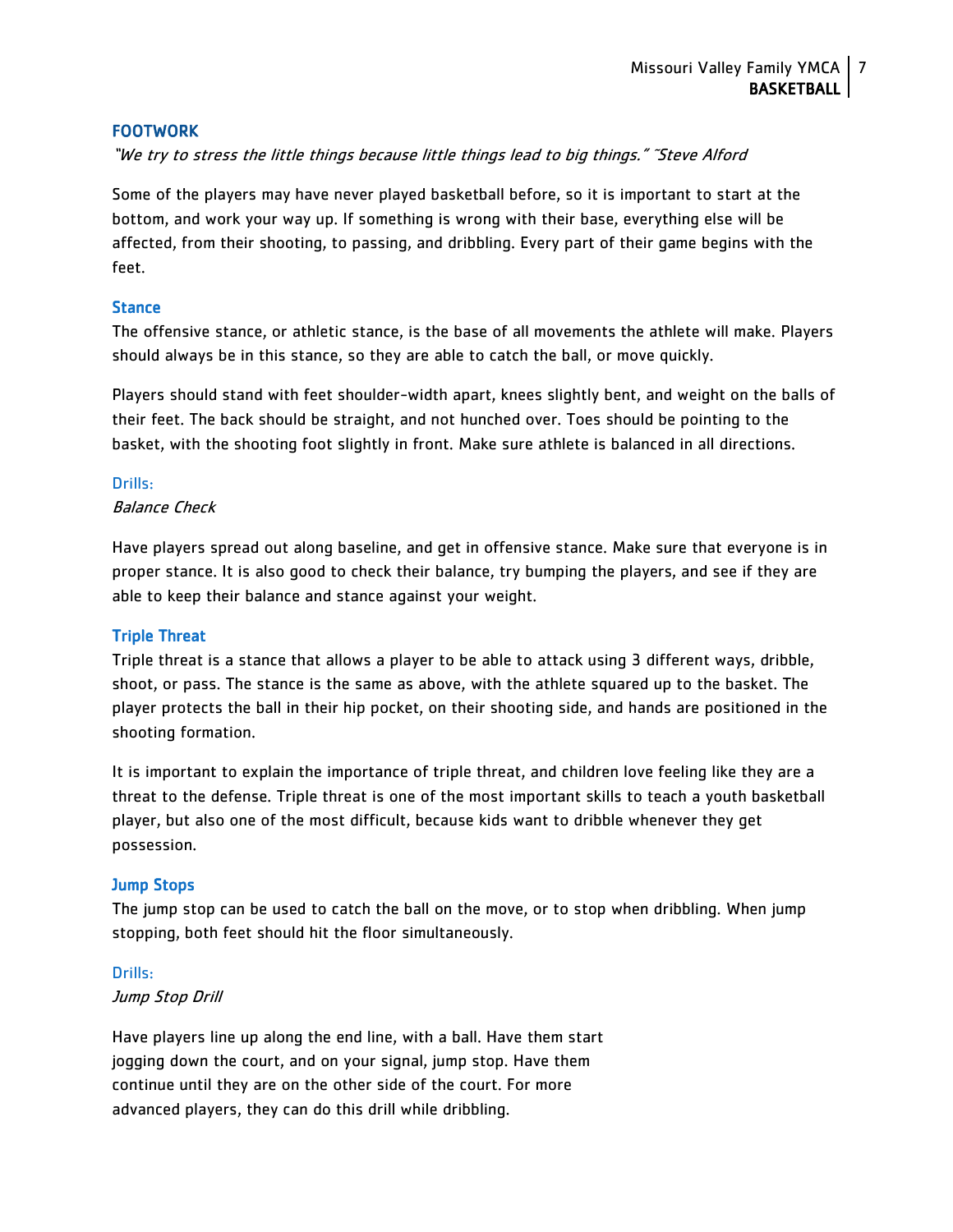## FOOTWORK

*"We try to stress the little things because little things lead to big things." ~Steve Alford*

Some of the players may have never played basketball before, so it is important to start at the bottom, and work your way up. If something is wrong with their base, everything else will be affected, from their shooting, to passing, and dribbling. Every part of their game begins with the feet.

### Stance

The offensive stance, or athletic stance, is the base of all movements the athlete will make. Players should always be in this stance, so they are able to catch the ball, or move quickly.

Players should stand with feet shoulder-width apart, knees slightly bent, and weight on the balls of their feet. The back should be straight, and not hunched over. Toes should be pointing to the basket, with the shooting foot slightly in front. Make sure athlete is balanced in all directions.

#### Drills:

*Balance Check*

Have players spread out along baseline, and get in offensive stance. Make sure that everyone is in proper stance. It is also good to check their balance, try bumping the players, and see if they are able to keep their balance and stance against your weight.

### Triple Threat

Triple threat is a stance that allows a player to be able to attack using 3 different ways, dribble, shoot, or pass. The stance is the same as above, with the athlete squared up to the basket. The player protects the ball in their hip pocket, on their shooting side, and hands are positioned in the shooting formation.

It is important to explain the importance of triple threat, and children love feeling like they are a threat to the defense. Triple threat is one of the most important skills to teach a youth basketball player, but also one of the most difficult, because kids want to dribble whenever they get possession.

### Jump Stops

The jump stop can be used to catch the ball on the move, or to stop when dribbling. When jump stopping, both feet should hit the floor simultaneously.

#### Drills:

*Jump Stop Drill*

Have players line up along the end line, with a ball. Have them start jogging down the court, and on your signal, jump stop. Have them continue until they are on the other side of the court. For more advanced players, they can do this drill while dribbling.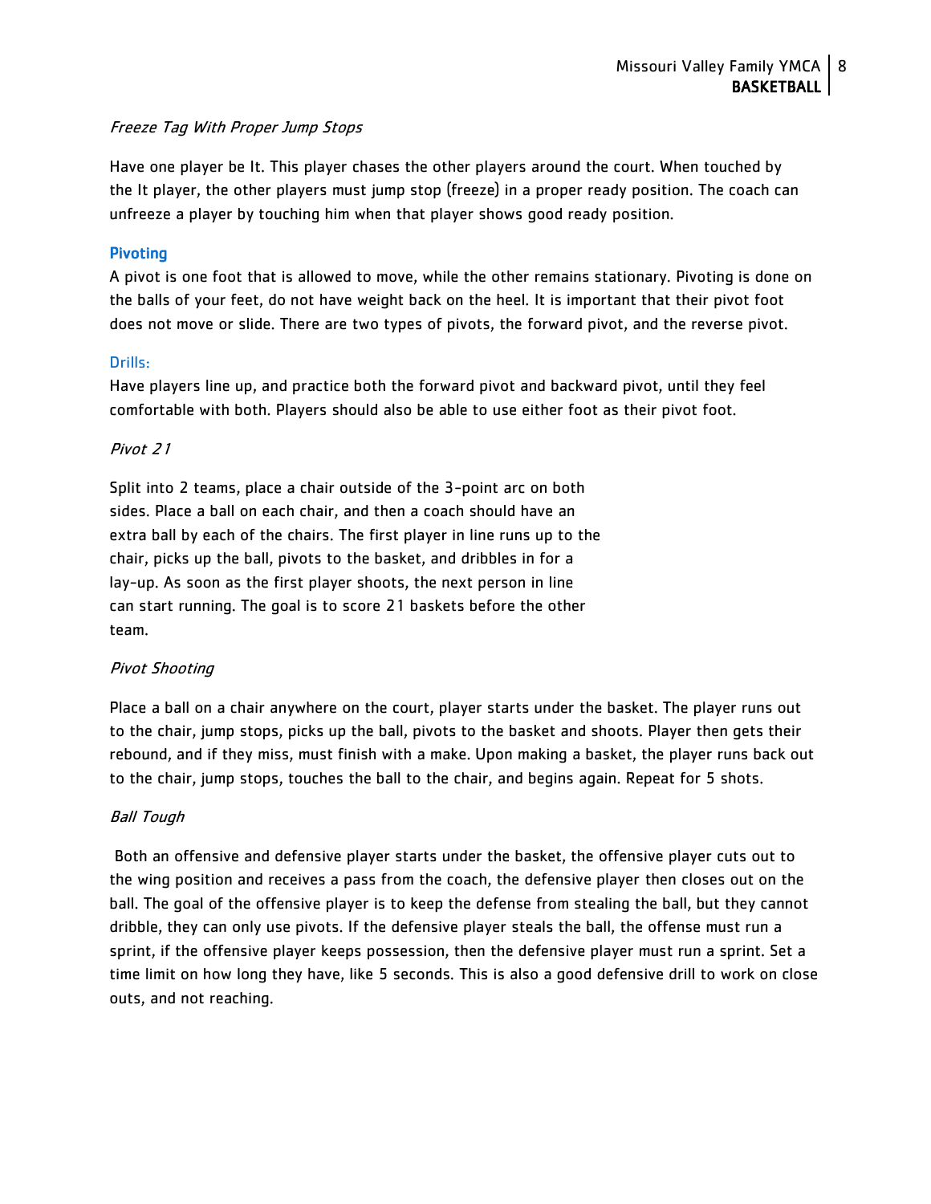*Freeze Tag With Proper Jump Stops*

Have one player be It. This player chases the other players around the court. When touched by the It player, the other players must jump stop (freeze) in a proper ready position. The coach can unfreeze a player by touching him when that player shows good ready position.

### Pivoting

A pivot is one foot that is allowed to move, while the other remains stationary. Pivoting is done on the balls of your feet, do not have weight back on the heel. It is important that their pivot foot does not move or slide. There are two types of pivots, the forward pivot, and the reverse pivot.

#### Drills:

Have players line up, and practice both the forward pivot and backward pivot, until they feel comfortable with both. Players should also be able to use either foot as their pivot foot.

*Pivot 21*

Split into 2 teams, place a chair outside of the 3-point arc on both sides. Place a ball on each chair, and then a coach should have an extra ball by each of the chairs. The first player in line runs up to the chair, picks up the ball, pivots to the basket, and dribbles in for a lay-up. As soon as the first player shoots, the next person in line can start running. The goal is to score 21 baskets before the other team.

*Pivot Shooting*

Place a ball on a chair anywhere on the court, player starts under the basket. The player runs out to the chair, jump stops, picks up the ball, pivots to the basket and shoots. Player then gets their rebound, and if they miss, must finish with a make. Upon making a basket, the player runs back out to the chair, jump stops, touches the ball to the chair, and begins again. Repeat for 5 shots.

*Ball Tough*

Both an offensive and defensive player starts under the basket, the offensive player cuts out to the wing position and receives a pass from the coach, the defensive player then closes out on the ball. The goal of the offensive player is to keep the defense from stealing the ball, but they cannot dribble, they can only use pivots. If the defensive player steals the ball, the offense must run a sprint, if the offensive player keeps possession, then the defensive player must run a sprint. Set a time limit on how long they have, like 5 seconds. This is also a good defensive drill to work on close outs, and not reaching.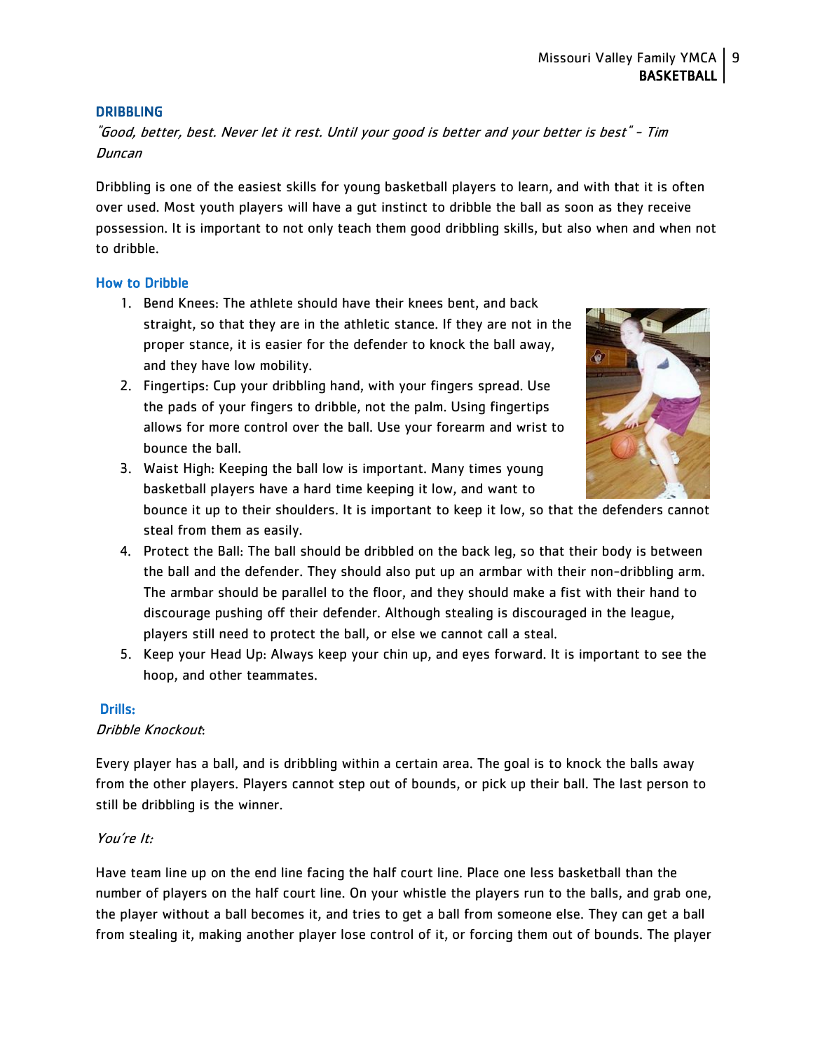## DRIBBLING

*"Good, better, best. Never let it rest. Until your good is better and your better is best" - Tim Duncan*

Dribbling is one of the easiest skills for young basketball players to learn, and with that it is often over used. Most youth players will have a gut instinct to dribble the ball as soon as they receive possession. It is important to not only teach them good dribbling skills, but also when and when not to dribble.

### How to Dribble

1. Bend Knees: The athlete should have their knees bent, and back straight, so that they are in the athletic stance. If they are not in the proper stance, it is easier for the defender to knock the ball away, and they have low mobility.
2. Fingertips: Cup your dribbling hand, with your fingers spread. Use the pads of your fingers to dribble, not the palm. Using fingertips allows for more control over the ball. Use your forearm and wrist to bounce the ball.
3. Waist High: Keeping the ball low is important. Many times young basketball players have a hard time keeping it low, and want to bounce it up to their shoulders. It is important to keep it low, so that the defenders cannot steal from them as easily.
4. Protect the Ball: The ball should be dribbled on the back leg, so that their body is between the ball and the defender. They should also put up an armbar with their non-dribbling arm. The armbar should be parallel to the floor, and they should make a fist with their hand to discourage pushing off their defender. Although stealing is discouraged in the league, players still need to protect the ball, or else we cannot call a steal.
5. Keep your Head Up: Always keep your chin up, and eyes forward. It is important to see the hoop, and other teammates.

### Drills:

*Dribble Knockout*:

Every player has a ball, and is dribbling within a certain area. The goal is to knock the balls away from the other players. Players cannot step out of bounds, or pick up their ball. The last person to still be dribbling is the winner.

*You're It:*

Have team line up on the end line facing the half court line. Place one less basketball than the number of players on the half court line. On your whistle the players run to the balls, and grab one, the player without a ball becomes it, and tries to get a ball from someone else. They can get a ball from stealing it, making another player lose control of it, or forcing them out of bounds. The player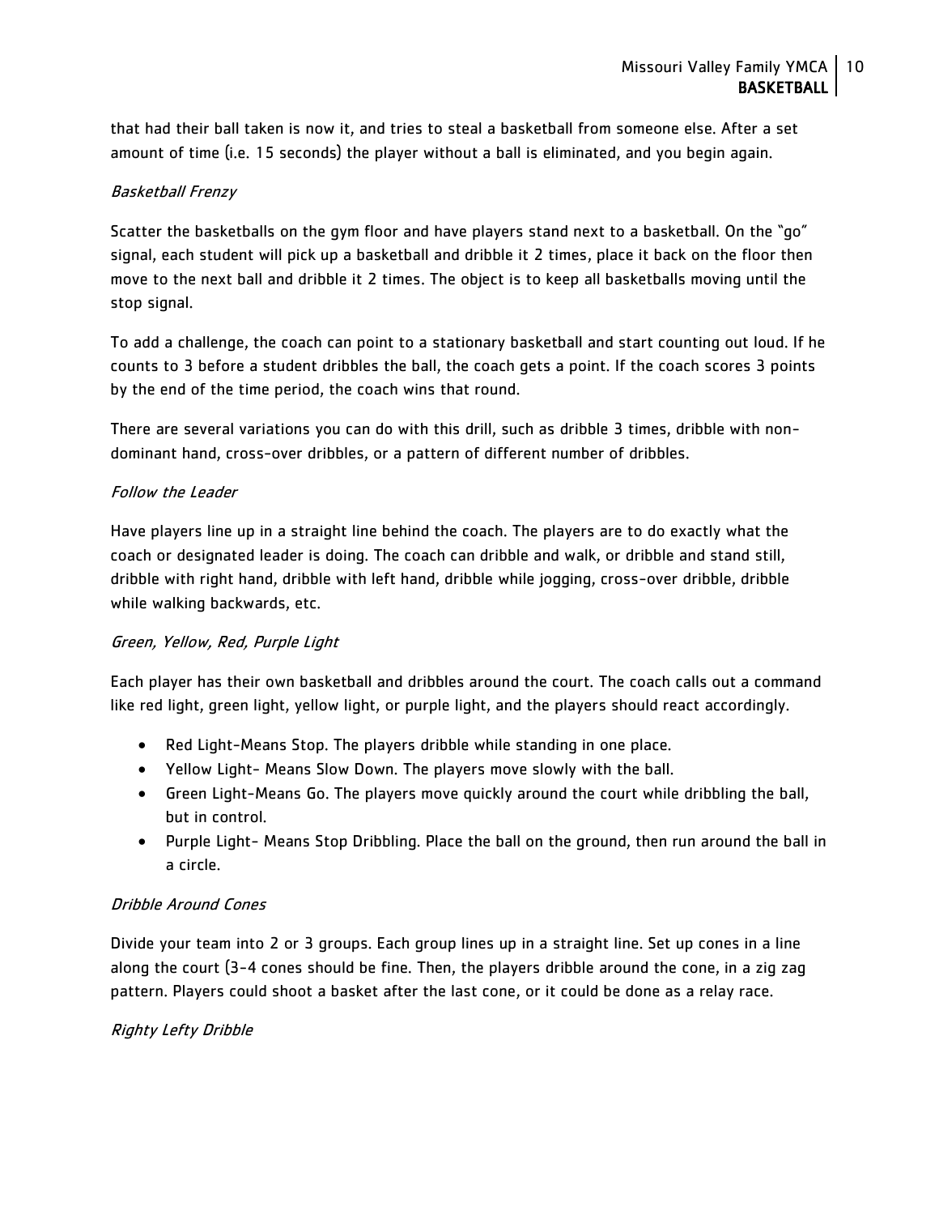that had their ball taken is now it, and tries to steal a basketball from someone else. After a set amount of time (i.e. 15 seconds) the player without a ball is eliminated, and you begin again.

*Basketball Frenzy*

Scatter the basketballs on the gym floor and have players stand next to a basketball. On the "go" signal, each student will pick up a basketball and dribble it 2 times, place it back on the floor then move to the next ball and dribble it 2 times. The object is to keep all basketballs moving until the stop signal.

To add a challenge, the coach can point to a stationary basketball and start counting out loud. If he counts to 3 before a student dribbles the ball, the coach gets a point. If the coach scores 3 points by the end of the time period, the coach wins that round.

There are several variations you can do with this drill, such as dribble 3 times, dribble with non-dominant hand, cross-over dribbles, or a pattern of different number of dribbles.

*Follow the Leader*

Have players line up in a straight line behind the coach. The players are to do exactly what the coach or designated leader is doing. The coach can dribble and walk, or dribble and stand still, dribble with right hand, dribble with left hand, dribble while jogging, cross-over dribble, dribble while walking backwards, etc.

*Green, Yellow, Red, Purple Light*

Each player has their own basketball and dribbles around the court. The coach calls out a command like red light, green light, yellow light, or purple light, and the players should react accordingly.

- Red Light-Means Stop. The players dribble while standing in one place.
- Yellow Light- Means Slow Down. The players move slowly with the ball.
- Green Light-Means Go. The players move quickly around the court while dribbling the ball, but in control.
- Purple Light- Means Stop Dribbling. Place the ball on the ground, then run around the ball in a circle.

*Dribble Around Cones*

Divide your team into 2 or 3 groups. Each group lines up in a straight line. Set up cones in a line along the court (3-4 cones should be fine. Then, the players dribble around the cone, in a zig zag pattern. Players could shoot a basket after the last cone, or it could be done as a relay race.

*Righty Lefty Dribble*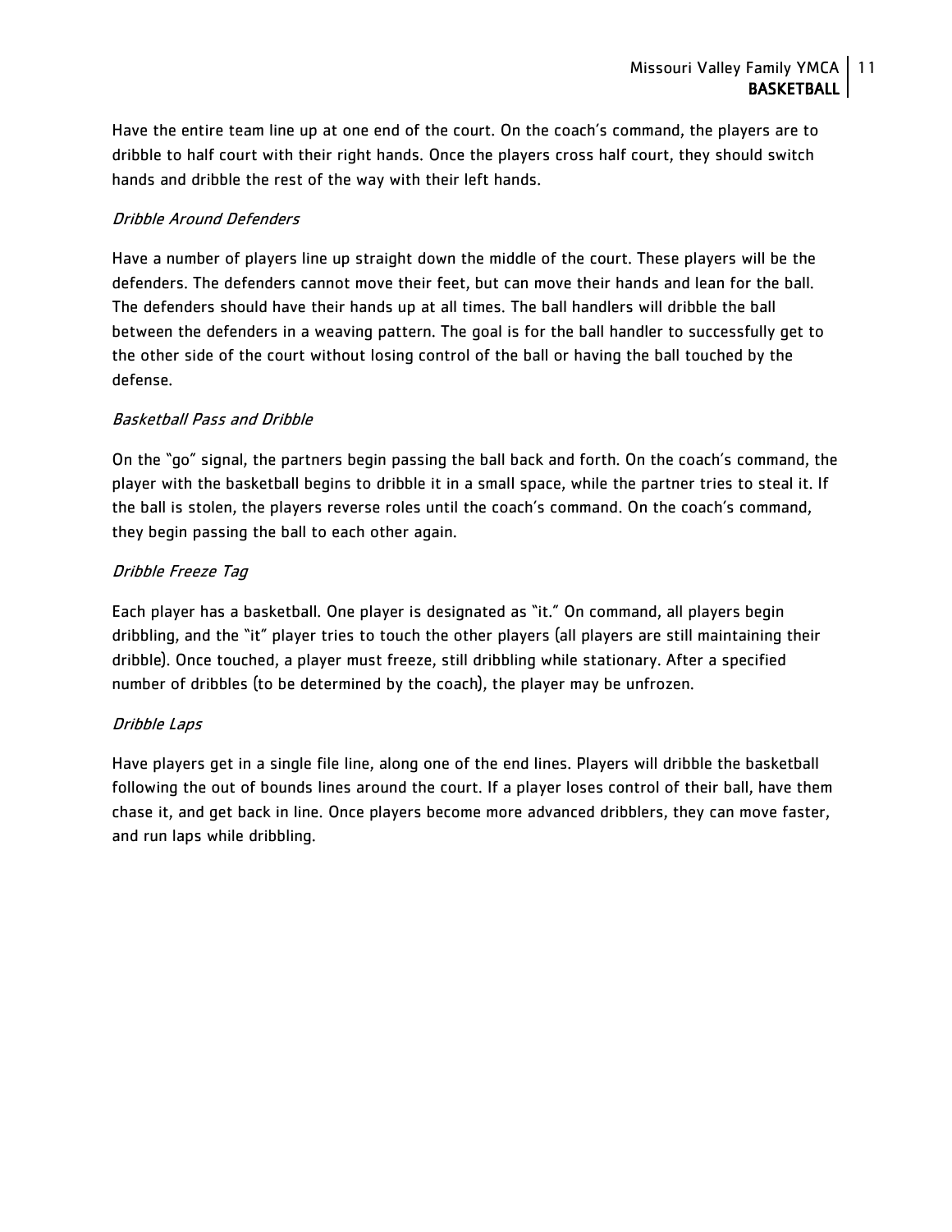Have the entire team line up at one end of the court. On the coach's command, the players are to dribble to half court with their right hands. Once the players cross half court, they should switch hands and dribble the rest of the way with their left hands.

*Dribble Around Defenders*

Have a number of players line up straight down the middle of the court. These players will be the defenders. The defenders cannot move their feet, but can move their hands and lean for the ball. The defenders should have their hands up at all times. The ball handlers will dribble the ball between the defenders in a weaving pattern. The goal is for the ball handler to successfully get to the other side of the court without losing control of the ball or having the ball touched by the defense.

*Basketball Pass and Dribble*

On the "go" signal, the partners begin passing the ball back and forth. On the coach's command, the player with the basketball begins to dribble it in a small space, while the partner tries to steal it. If the ball is stolen, the players reverse roles until the coach's command. On the coach's command, they begin passing the ball to each other again.

*Dribble Freeze Tag*

Each player has a basketball. One player is designated as "it." On command, all players begin dribbling, and the "it" player tries to touch the other players (all players are still maintaining their dribble). Once touched, a player must freeze, still dribbling while stationary. After a specified number of dribbles (to be determined by the coach), the player may be unfrozen.

*Dribble Laps*

Have players get in a single file line, along one of the end lines. Players will dribble the basketball following the out of bounds lines around the court. If a player loses control of their ball, have them chase it, and get back in line. Once players become more advanced dribblers, they can move faster, and run laps while dribbling.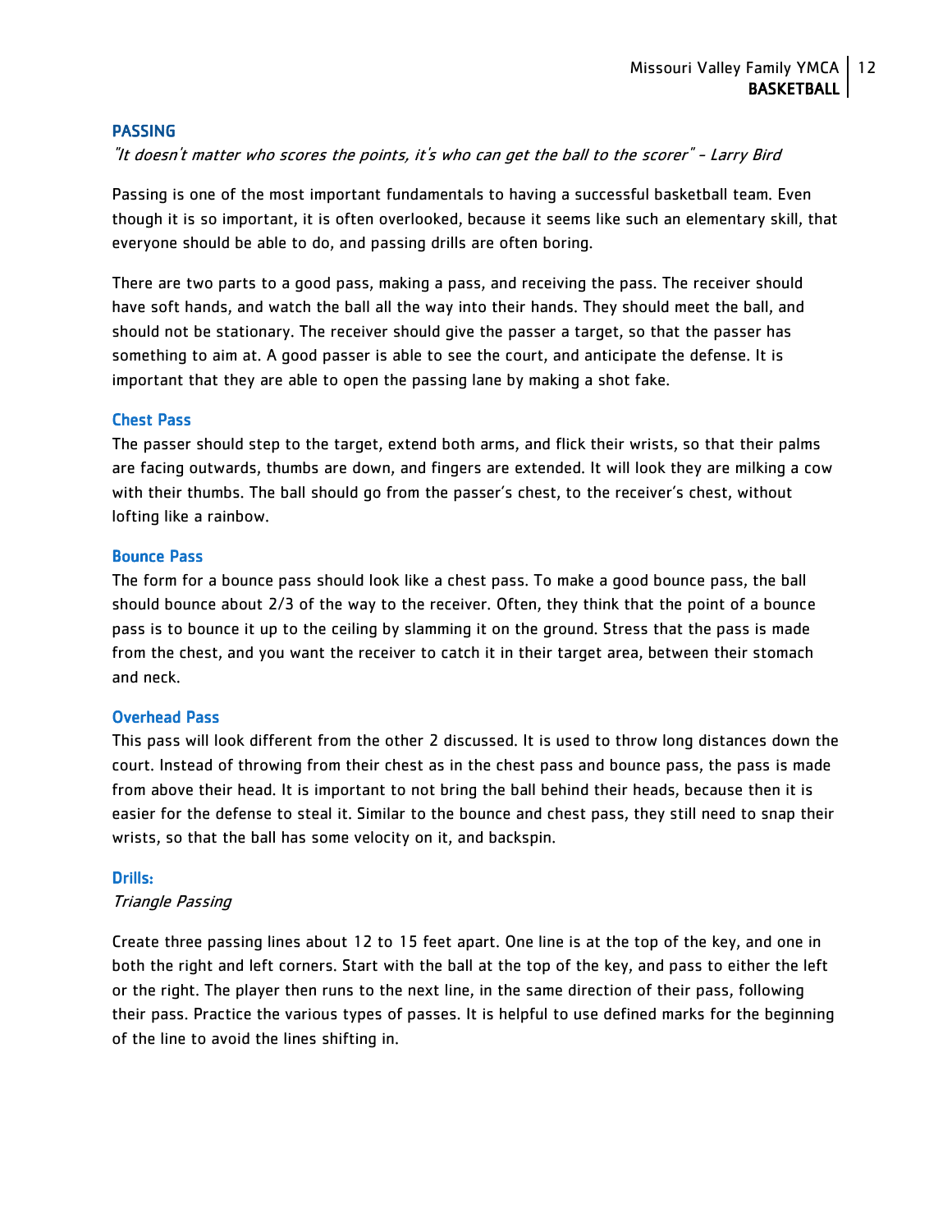## PASSING

*"It doesn't matter who scores the points, it's who can get the ball to the scorer" - Larry Bird*

Passing is one of the most important fundamentals to having a successful basketball team. Even though it is so important, it is often overlooked, because it seems like such an elementary skill, that everyone should be able to do, and passing drills are often boring.

There are two parts to a good pass, making a pass, and receiving the pass. The receiver should have soft hands, and watch the ball all the way into their hands. They should meet the ball, and should not be stationary. The receiver should give the passer a target, so that the passer has something to aim at. A good passer is able to see the court, and anticipate the defense. It is important that they are able to open the passing lane by making a shot fake.

### Chest Pass

The passer should step to the target, extend both arms, and flick their wrists, so that their palms are facing outwards, thumbs are down, and fingers are extended. It will look they are milking a cow with their thumbs. The ball should go from the passer's chest, to the receiver's chest, without lofting like a rainbow.

### Bounce Pass

The form for a bounce pass should look like a chest pass. To make a good bounce pass, the ball should bounce about 2/3 of the way to the receiver. Often, they think that the point of a bounce pass is to bounce it up to the ceiling by slamming it on the ground. Stress that the pass is made from the chest, and you want the receiver to catch it in their target area, between their stomach and neck.

### Overhead Pass

This pass will look different from the other 2 discussed. It is used to throw long distances down the court. Instead of throwing from their chest as in the chest pass and bounce pass, the pass is made from above their head. It is important to not bring the ball behind their heads, because then it is easier for the defense to steal it. Similar to the bounce and chest pass, they still need to snap their wrists, so that the ball has some velocity on it, and backspin.

### Drills:

*Triangle Passing*

Create three passing lines about 12 to 15 feet apart. One line is at the top of the key, and one in both the right and left corners. Start with the ball at the top of the key, and pass to either the left or the right. The player then runs to the next line, in the same direction of their pass, following their pass. Practice the various types of passes. It is helpful to use defined marks for the beginning of the line to avoid the lines shifting in.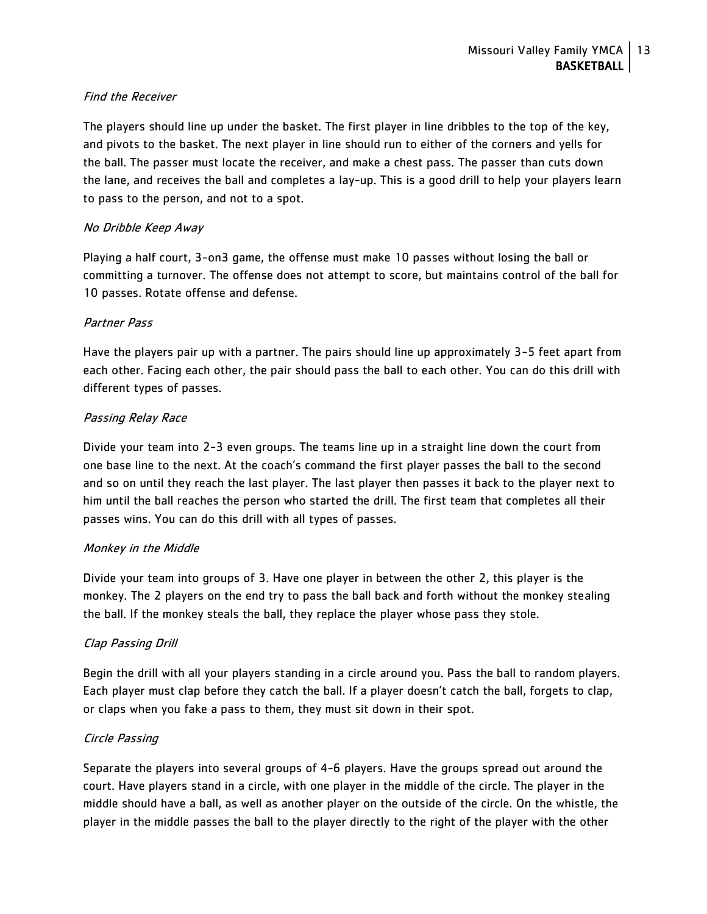*Find the Receiver*

The players should line up under the basket. The first player in line dribbles to the top of the key, and pivots to the basket. The next player in line should run to either of the corners and yells for the ball. The passer must locate the receiver, and make a chest pass. The passer than cuts down the lane, and receives the ball and completes a lay-up. This is a good drill to help your players learn to pass to the person, and not to a spot.

*No Dribble Keep Away*

Playing a half court, 3-on3 game, the offense must make 10 passes without losing the ball or committing a turnover. The offense does not attempt to score, but maintains control of the ball for 10 passes. Rotate offense and defense.

*Partner Pass*

Have the players pair up with a partner. The pairs should line up approximately 3-5 feet apart from each other. Facing each other, the pair should pass the ball to each other. You can do this drill with different types of passes.

*Passing Relay Race*

Divide your team into 2-3 even groups. The teams line up in a straight line down the court from one base line to the next. At the coach's command the first player passes the ball to the second and so on until they reach the last player. The last player then passes it back to the player next to him until the ball reaches the person who started the drill. The first team that completes all their passes wins. You can do this drill with all types of passes.

*Monkey in the Middle*

Divide your team into groups of 3. Have one player in between the other 2, this player is the monkey. The 2 players on the end try to pass the ball back and forth without the monkey stealing the ball. If the monkey steals the ball, they replace the player whose pass they stole.

*Clap Passing Drill*

Begin the drill with all your players standing in a circle around you. Pass the ball to random players. Each player must clap before they catch the ball. If a player doesn't catch the ball, forgets to clap, or claps when you fake a pass to them, they must sit down in their spot.

*Circle Passing*

Separate the players into several groups of 4-6 players. Have the groups spread out around the court. Have players stand in a circle, with one player in the middle of the circle. The player in the middle should have a ball, as well as another player on the outside of the circle. On the whistle, the player in the middle passes the ball to the player directly to the right of the player with the other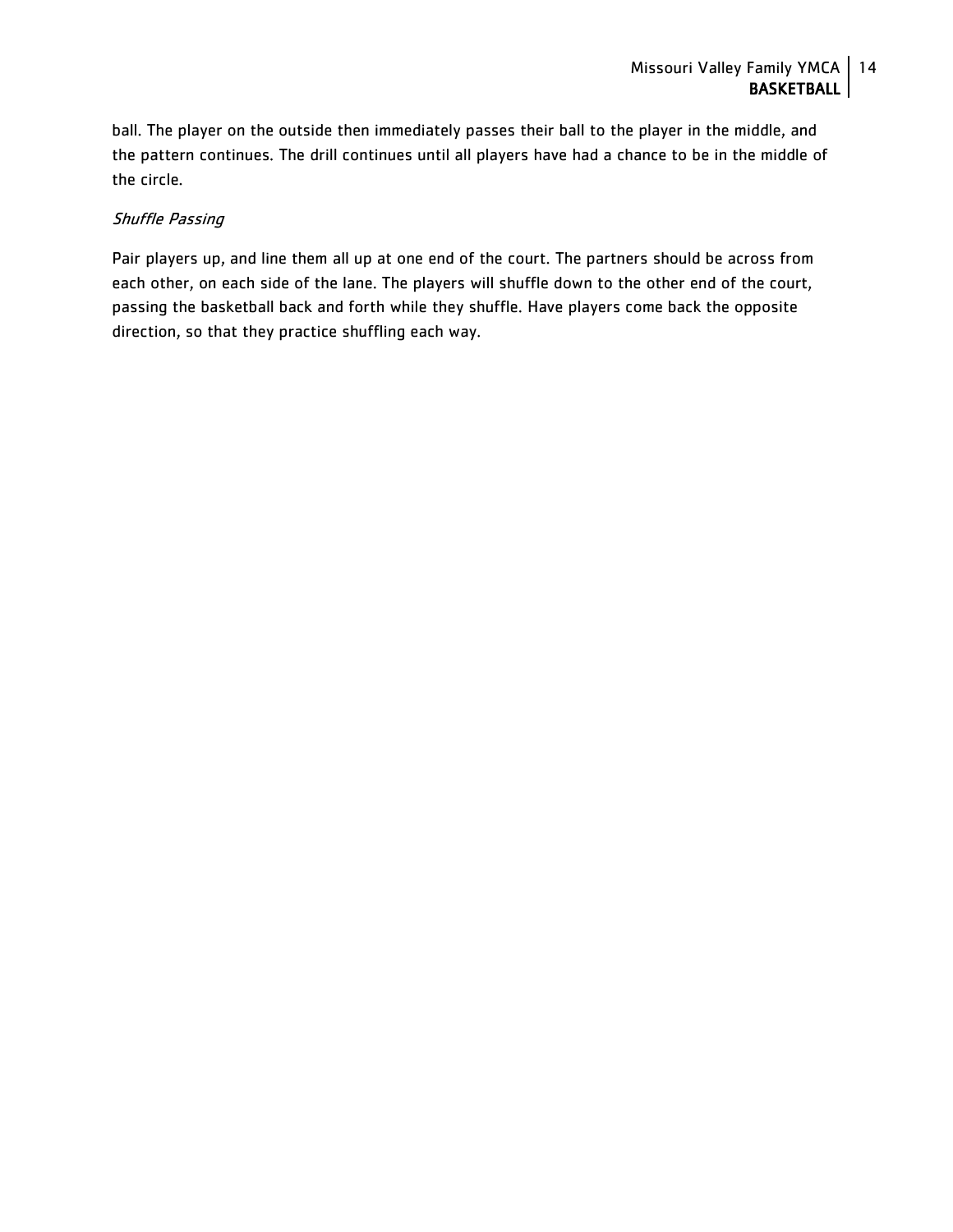ball. The player on the outside then immediately passes their ball to the player in the middle, and the pattern continues. The drill continues until all players have had a chance to be in the middle of the circle.

*Shuffle Passing*

Pair players up, and line them all up at one end of the court. The partners should be across from each other, on each side of the lane. The players will shuffle down to the other end of the court, passing the basketball back and forth while they shuffle. Have players come back the opposite direction, so that they practice shuffling each way.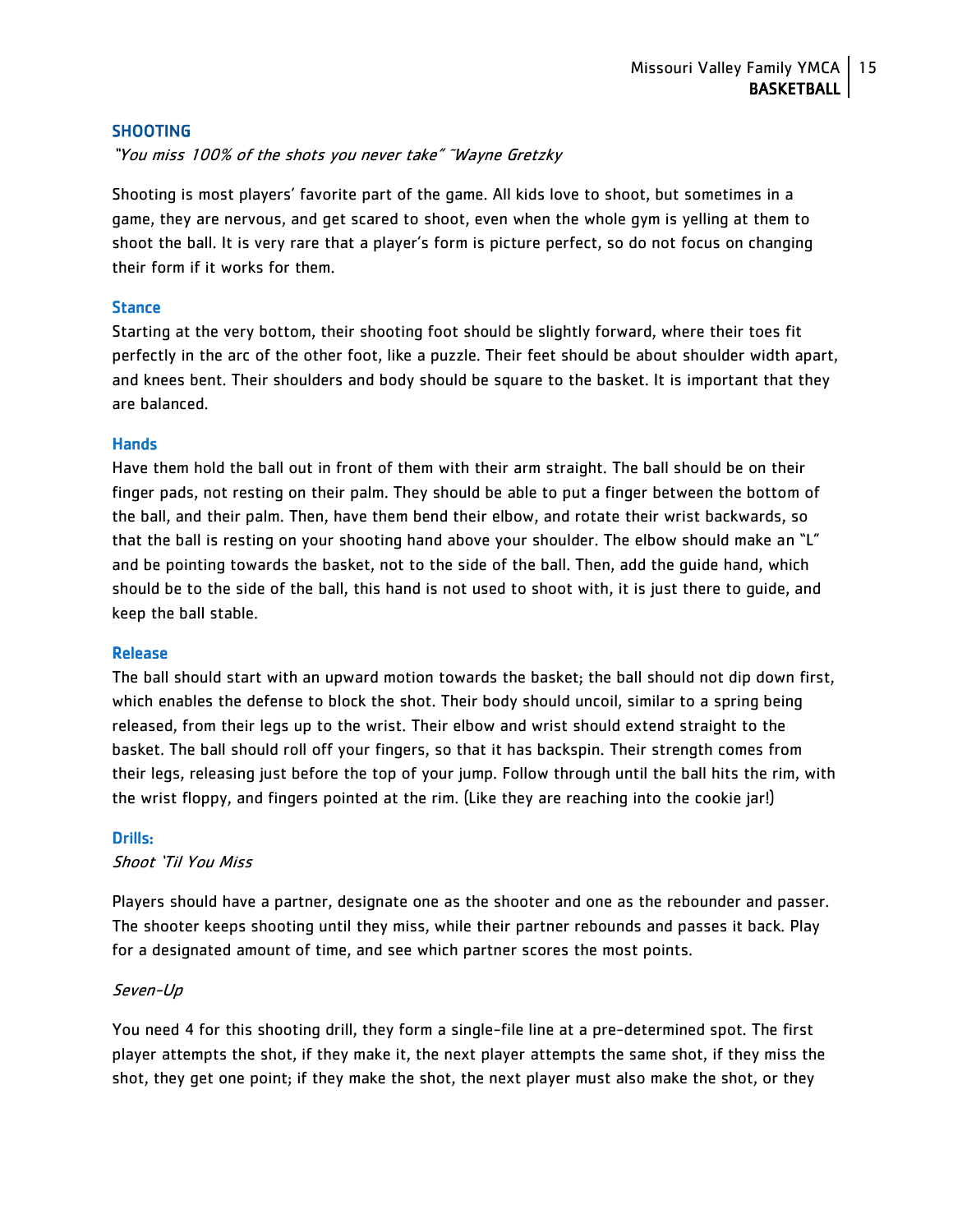## SHOOTING

*"You miss 100% of the shots you never take" ~Wayne Gretzky*

Shooting is most players' favorite part of the game. All kids love to shoot, but sometimes in a game, they are nervous, and get scared to shoot, even when the whole gym is yelling at them to shoot the ball. It is very rare that a player's form is picture perfect, so do not focus on changing their form if it works for them.

### Stance

Starting at the very bottom, their shooting foot should be slightly forward, where their toes fit perfectly in the arc of the other foot, like a puzzle. Their feet should be about shoulder width apart, and knees bent. Their shoulders and body should be square to the basket. It is important that they are balanced.

### Hands

Have them hold the ball out in front of them with their arm straight. The ball should be on their finger pads, not resting on their palm. They should be able to put a finger between the bottom of the ball, and their palm. Then, have them bend their elbow, and rotate their wrist backwards, so that the ball is resting on your shooting hand above your shoulder. The elbow should make an "L" and be pointing towards the basket, not to the side of the ball. Then, add the guide hand, which should be to the side of the ball, this hand is not used to shoot with, it is just there to guide, and keep the ball stable.

### Release

The ball should start with an upward motion towards the basket; the ball should not dip down first, which enables the defense to block the shot. Their body should uncoil, similar to a spring being released, from their legs up to the wrist. Their elbow and wrist should extend straight to the basket. The ball should roll off your fingers, so that it has backspin. Their strength comes from their legs, releasing just before the top of your jump. Follow through until the ball hits the rim, with the wrist floppy, and fingers pointed at the rim. (Like they are reaching into the cookie jar!)

### Drills:

*Shoot 'Til You Miss*

Players should have a partner, designate one as the shooter and one as the rebounder and passer. The shooter keeps shooting until they miss, while their partner rebounds and passes it back. Play for a designated amount of time, and see which partner scores the most points.

*Seven-Up*

You need 4 for this shooting drill, they form a single-file line at a pre-determined spot. The first player attempts the shot, if they make it, the next player attempts the same shot, if they miss the shot, they get one point; if they make the shot, the next player must also make the shot, or they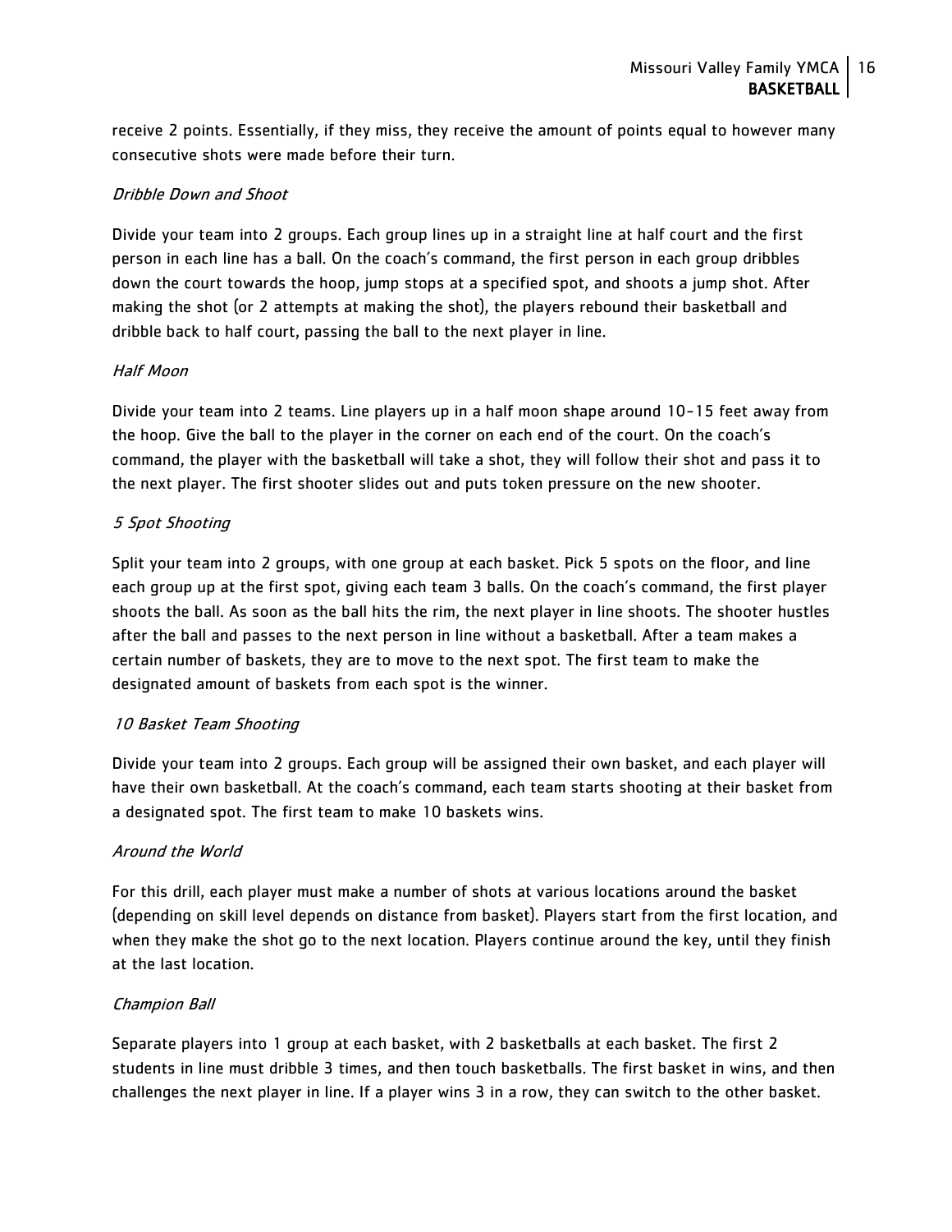receive 2 points. Essentially, if they miss, they receive the amount of points equal to however many consecutive shots were made before their turn.

*Dribble Down and Shoot*

Divide your team into 2 groups. Each group lines up in a straight line at half court and the first person in each line has a ball. On the coach's command, the first person in each group dribbles down the court towards the hoop, jump stops at a specified spot, and shoots a jump shot. After making the shot (or 2 attempts at making the shot), the players rebound their basketball and dribble back to half court, passing the ball to the next player in line.

*Half Moon*

Divide your team into 2 teams. Line players up in a half moon shape around 10-15 feet away from the hoop. Give the ball to the player in the corner on each end of the court. On the coach's command, the player with the basketball will take a shot, they will follow their shot and pass it to the next player. The first shooter slides out and puts token pressure on the new shooter.

*5 Spot Shooting*

Split your team into 2 groups, with one group at each basket. Pick 5 spots on the floor, and line each group up at the first spot, giving each team 3 balls. On the coach's command, the first player shoots the ball. As soon as the ball hits the rim, the next player in line shoots. The shooter hustles after the ball and passes to the next person in line without a basketball. After a team makes a certain number of baskets, they are to move to the next spot. The first team to make the designated amount of baskets from each spot is the winner.

*10 Basket Team Shooting*

Divide your team into 2 groups. Each group will be assigned their own basket, and each player will have their own basketball. At the coach's command, each team starts shooting at their basket from a designated spot. The first team to make 10 baskets wins.

*Around the World*

For this drill, each player must make a number of shots at various locations around the basket (depending on skill level depends on distance from basket). Players start from the first location, and when they make the shot go to the next location. Players continue around the key, until they finish at the last location.

*Champion Ball*

Separate players into 1 group at each basket, with 2 basketballs at each basket. The first 2 students in line must dribble 3 times, and then touch basketballs. The first basket in wins, and then challenges the next player in line. If a player wins 3 in a row, they can switch to the other basket.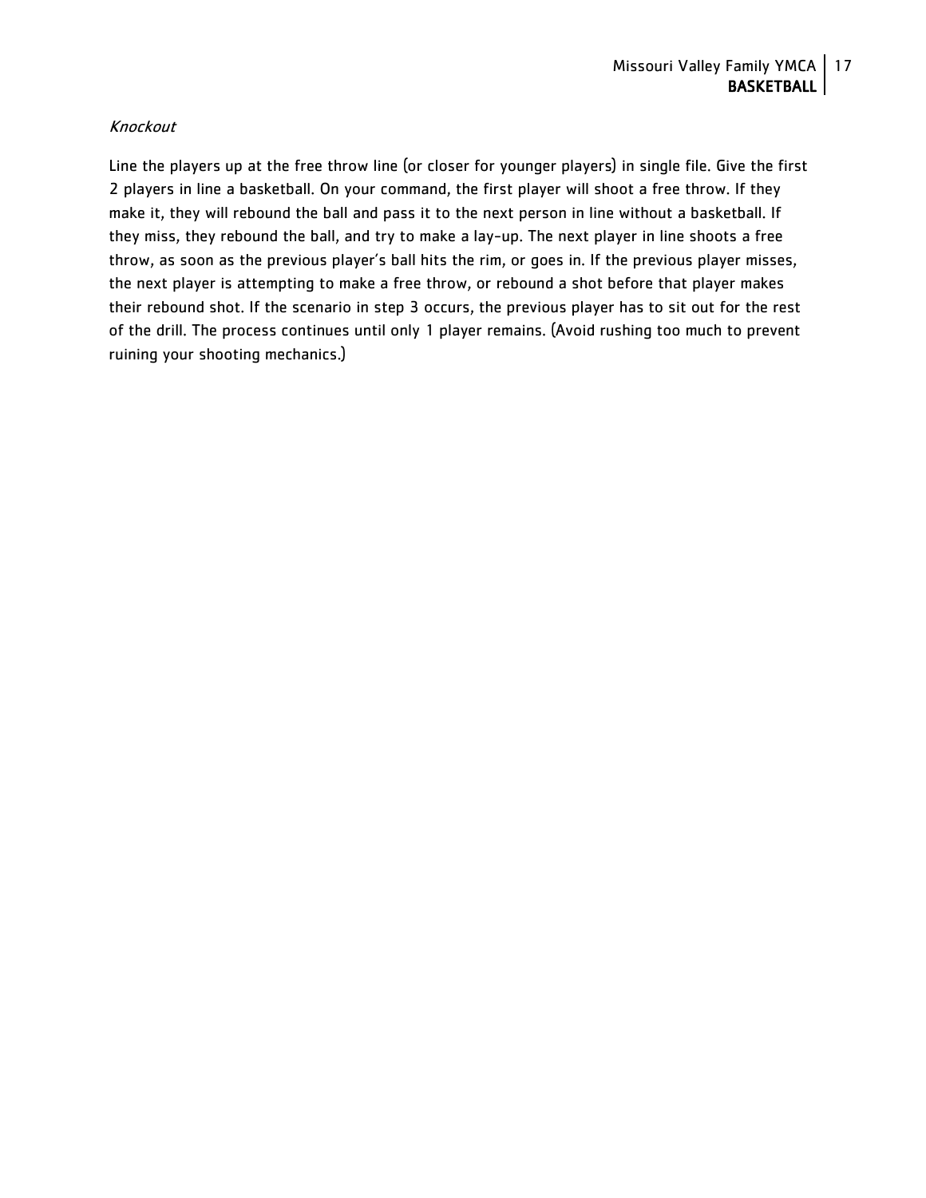*Knockout*

Line the players up at the free throw line (or closer for younger players) in single file. Give the first 2 players in line a basketball. On your command, the first player will shoot a free throw. If they make it, they will rebound the ball and pass it to the next person in line without a basketball. If they miss, they rebound the ball, and try to make a lay-up. The next player in line shoots a free throw, as soon as the previous player's ball hits the rim, or goes in. If the previous player misses, the next player is attempting to make a free throw, or rebound a shot before that player makes their rebound shot. If the scenario in step 3 occurs, the previous player has to sit out for the rest of the drill. The process continues until only 1 player remains. (Avoid rushing too much to prevent ruining your shooting mechanics.)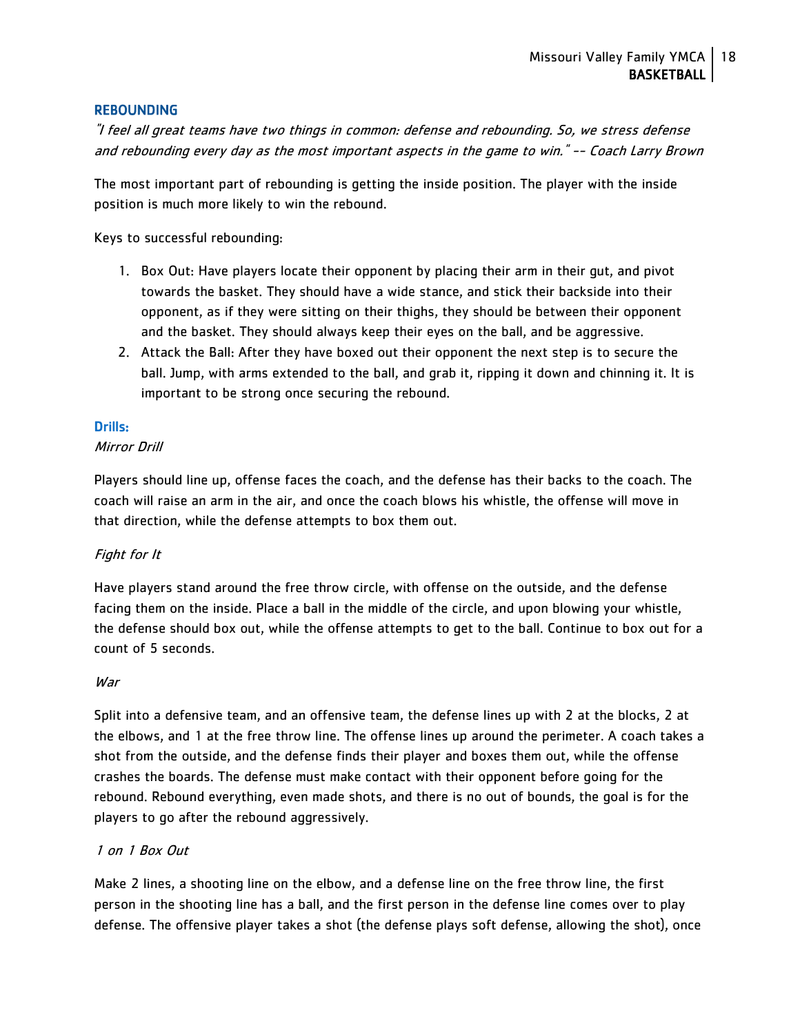## REBOUNDING

*"I feel all great teams have two things in common: defense and rebounding. So, we stress defense and rebounding every day as the most important aspects in the game to win." -- Coach Larry Brown*

The most important part of rebounding is getting the inside position. The player with the inside position is much more likely to win the rebound.

Keys to successful rebounding:

1. Box Out: Have players locate their opponent by placing their arm in their gut, and pivot towards the basket. They should have a wide stance, and stick their backside into their opponent, as if they were sitting on their thighs, they should be between their opponent and the basket. They should always keep their eyes on the ball, and be aggressive.
2. Attack the Ball: After they have boxed out their opponent the next step is to secure the ball. Jump, with arms extended to the ball, and grab it, ripping it down and chinning it. It is important to be strong once securing the rebound.

### Drills:

*Mirror Drill*

Players should line up, offense faces the coach, and the defense has their backs to the coach. The coach will raise an arm in the air, and once the coach blows his whistle, the offense will move in that direction, while the defense attempts to box them out.

*Fight for It*

Have players stand around the free throw circle, with offense on the outside, and the defense facing them on the inside. Place a ball in the middle of the circle, and upon blowing your whistle, the defense should box out, while the offense attempts to get to the ball. Continue to box out for a count of 5 seconds.

*War*

Split into a defensive team, and an offensive team, the defense lines up with 2 at the blocks, 2 at the elbows, and 1 at the free throw line. The offense lines up around the perimeter. A coach takes a shot from the outside, and the defense finds their player and boxes them out, while the offense crashes the boards. The defense must make contact with their opponent before going for the rebound. Rebound everything, even made shots, and there is no out of bounds, the goal is for the players to go after the rebound aggressively.

*1 on 1 Box Out*

Make 2 lines, a shooting line on the elbow, and a defense line on the free throw line, the first person in the shooting line has a ball, and the first person in the defense line comes over to play defense. The offensive player takes a shot (the defense plays soft defense, allowing the shot), once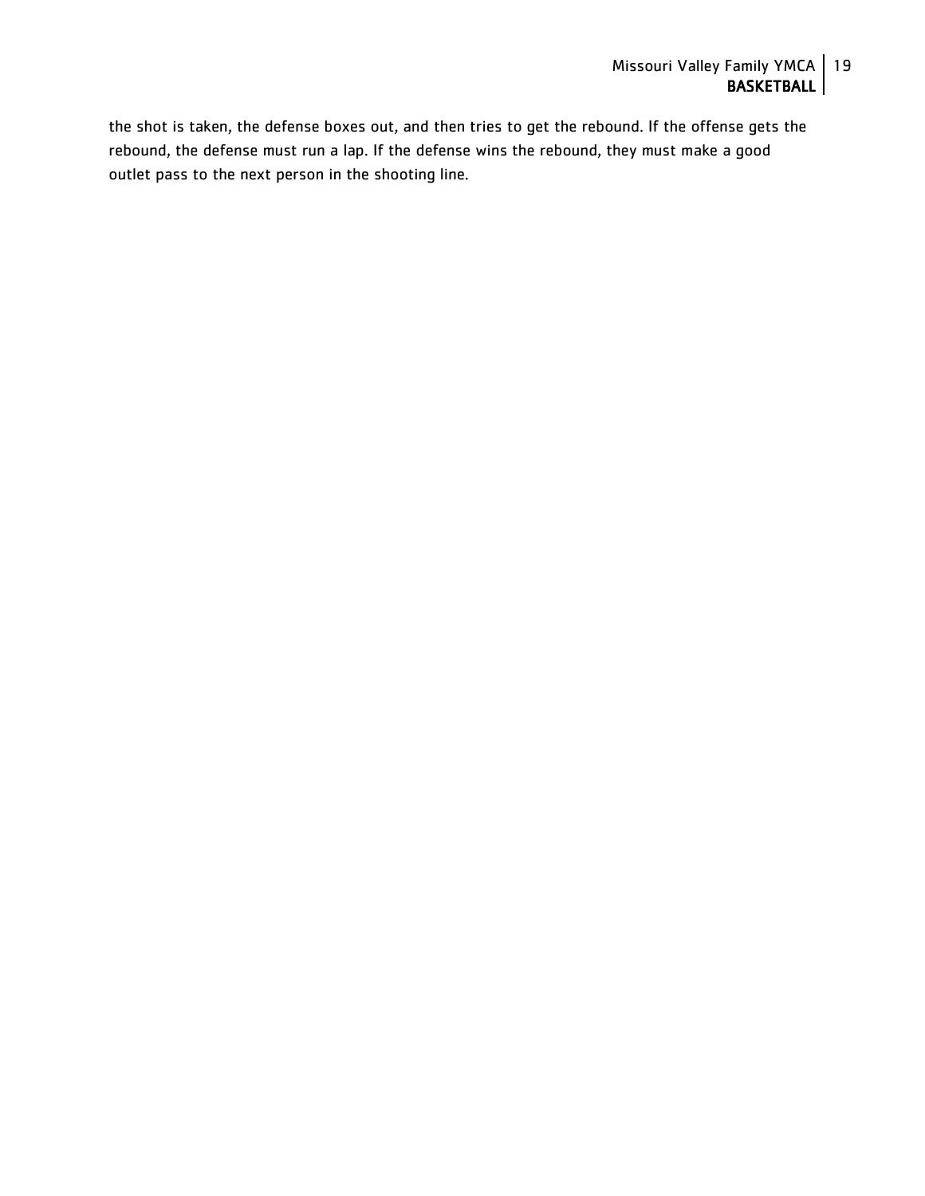the shot is taken, the defense boxes out, and then tries to get the rebound. If the offense gets the rebound, the defense must run a lap. If the defense wins the rebound, they must make a good outlet pass to the next person in the shooting line.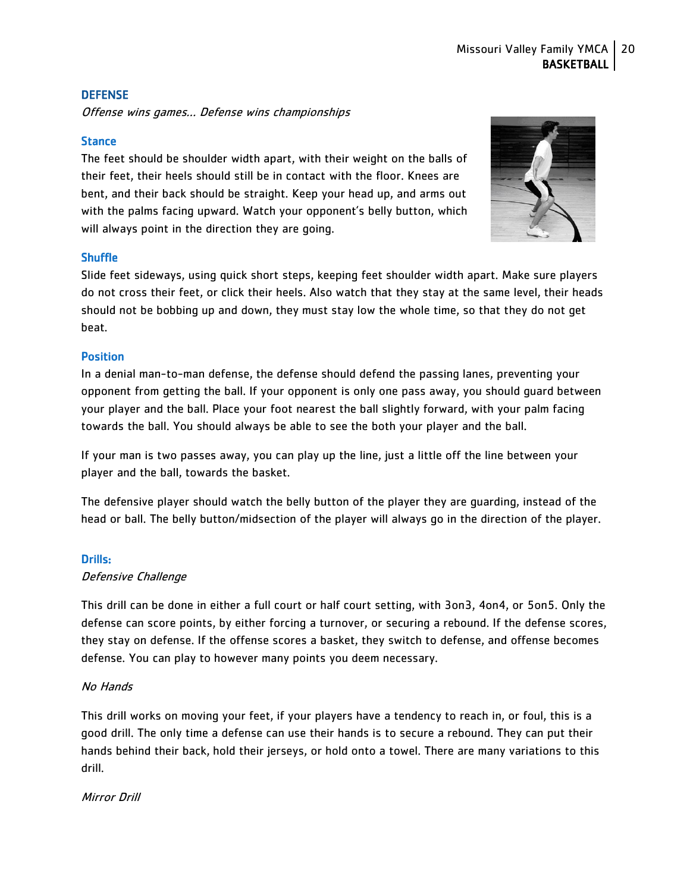## DEFENSE

*Offense wins games… Defense wins championships*

### Stance

The feet should be shoulder width apart, with their weight on the balls of their feet, their heels should still be in contact with the floor. Knees are bent, and their back should be straight. Keep your head up, and arms out with the palms facing upward. Watch your opponent's belly button, which will always point in the direction they are going.

### Shuffle

Slide feet sideways, using quick short steps, keeping feet shoulder width apart. Make sure players do not cross their feet, or click their heels. Also watch that they stay at the same level, their heads should not be bobbing up and down, they must stay low the whole time, so that they do not get beat.

### Position

In a denial man-to-man defense, the defense should defend the passing lanes, preventing your opponent from getting the ball. If your opponent is only one pass away, you should guard between your player and the ball. Place your foot nearest the ball slightly forward, with your palm facing towards the ball. You should always be able to see the both your player and the ball.

If your man is two passes away, you can play up the line, just a little off the line between your player and the ball, towards the basket.

The defensive player should watch the belly button of the player they are guarding, instead of the head or ball. The belly button/midsection of the player will always go in the direction of the player.

### Drills:

*Defensive Challenge*

This drill can be done in either a full court or half court setting, with 3on3, 4on4, or 5on5. Only the defense can score points, by either forcing a turnover, or securing a rebound. If the defense scores, they stay on defense. If the offense scores a basket, they switch to defense, and offense becomes defense. You can play to however many points you deem necessary.

*No Hands*

This drill works on moving your feet, if your players have a tendency to reach in, or foul, this is a good drill. The only time a defense can use their hands is to secure a rebound. They can put their hands behind their back, hold their jerseys, or hold onto a towel. There are many variations to this drill.

*Mirror Drill*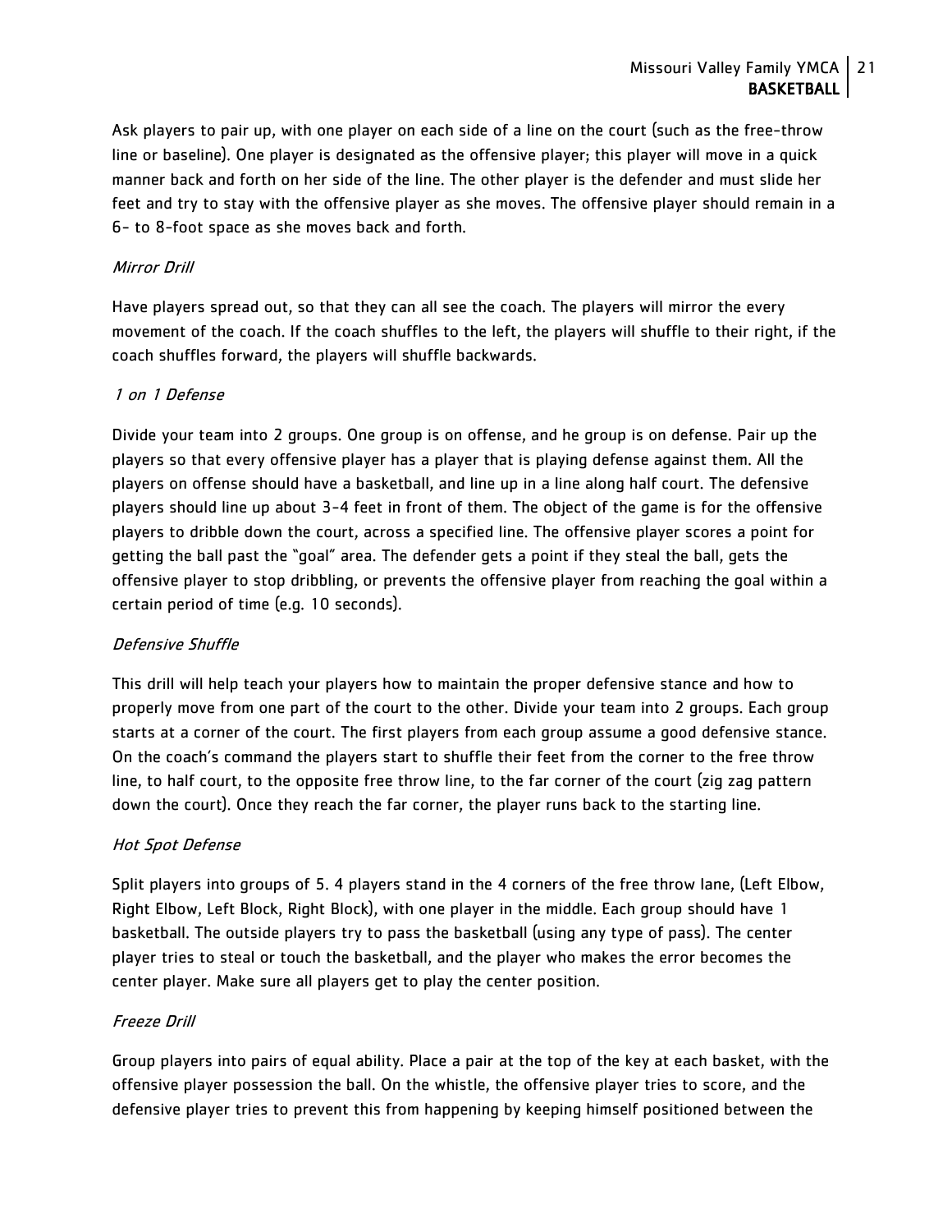Ask players to pair up, with one player on each side of a line on the court (such as the free-throw line or baseline). One player is designated as the offensive player; this player will move in a quick manner back and forth on her side of the line. The other player is the defender and must slide her feet and try to stay with the offensive player as she moves. The offensive player should remain in a 6- to 8-foot space as she moves back and forth.

*Mirror Drill*

Have players spread out, so that they can all see the coach. The players will mirror the every movement of the coach. If the coach shuffles to the left, the players will shuffle to their right, if the coach shuffles forward, the players will shuffle backwards.

*1 on 1 Defense*

Divide your team into 2 groups. One group is on offense, and he group is on defense. Pair up the players so that every offensive player has a player that is playing defense against them. All the players on offense should have a basketball, and line up in a line along half court. The defensive players should line up about 3-4 feet in front of them. The object of the game is for the offensive players to dribble down the court, across a specified line. The offensive player scores a point for getting the ball past the "goal" area. The defender gets a point if they steal the ball, gets the offensive player to stop dribbling, or prevents the offensive player from reaching the goal within a certain period of time (e.g. 10 seconds).

*Defensive Shuffle*

This drill will help teach your players how to maintain the proper defensive stance and how to properly move from one part of the court to the other. Divide your team into 2 groups. Each group starts at a corner of the court. The first players from each group assume a good defensive stance. On the coach's command the players start to shuffle their feet from the corner to the free throw line, to half court, to the opposite free throw line, to the far corner of the court (zig zag pattern down the court). Once they reach the far corner, the player runs back to the starting line.

*Hot Spot Defense*

Split players into groups of 5. 4 players stand in the 4 corners of the free throw lane, (Left Elbow, Right Elbow, Left Block, Right Block), with one player in the middle. Each group should have 1 basketball. The outside players try to pass the basketball (using any type of pass). The center player tries to steal or touch the basketball, and the player who makes the error becomes the center player. Make sure all players get to play the center position.

*Freeze Drill*

Group players into pairs of equal ability. Place a pair at the top of the key at each basket, with the offensive player possession the ball. On the whistle, the offensive player tries to score, and the defensive player tries to prevent this from happening by keeping himself positioned between the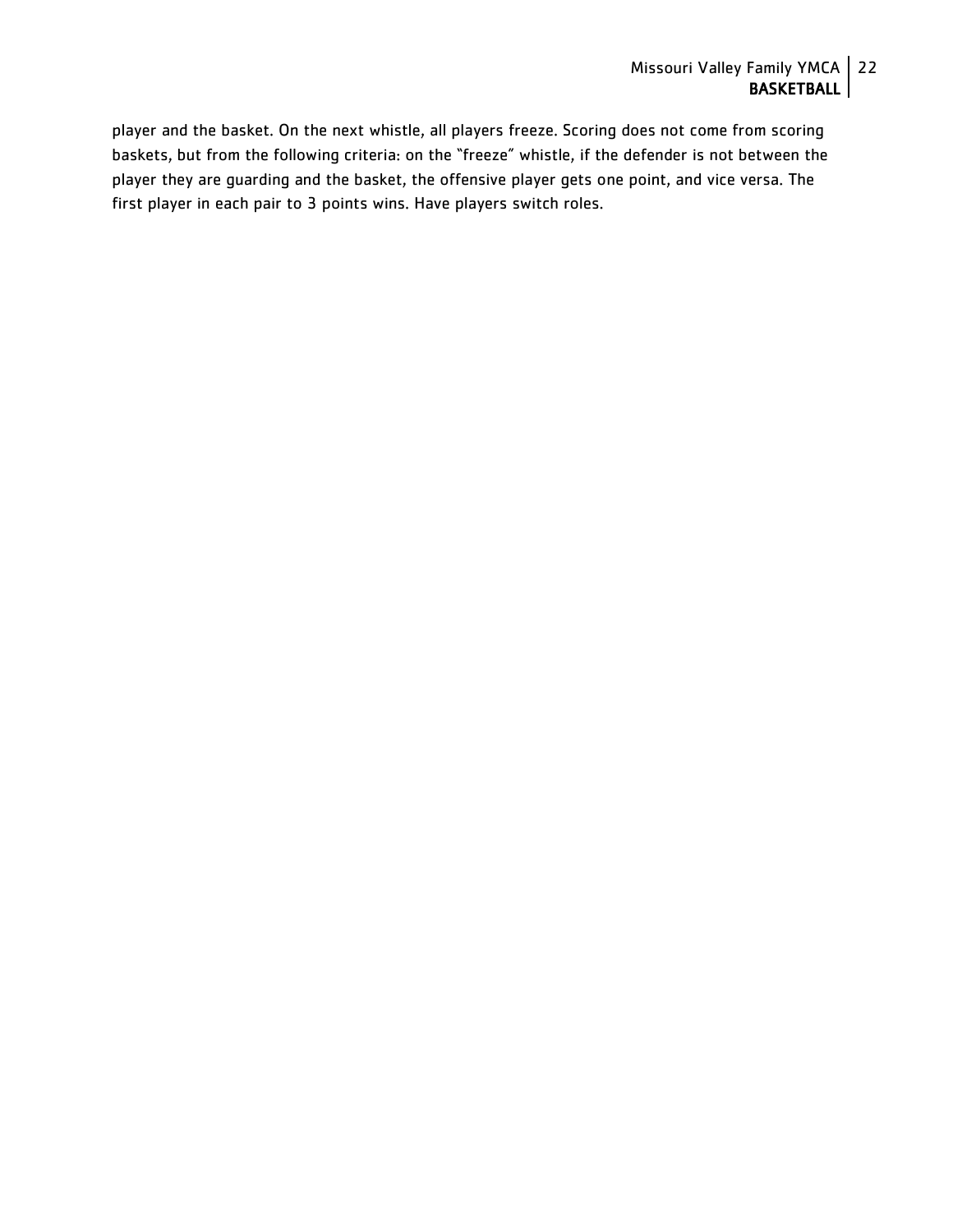player and the basket. On the next whistle, all players freeze. Scoring does not come from scoring baskets, but from the following criteria: on the "freeze" whistle, if the defender is not between the player they are guarding and the basket, the offensive player gets one point, and vice versa. The first player in each pair to 3 points wins. Have players switch roles.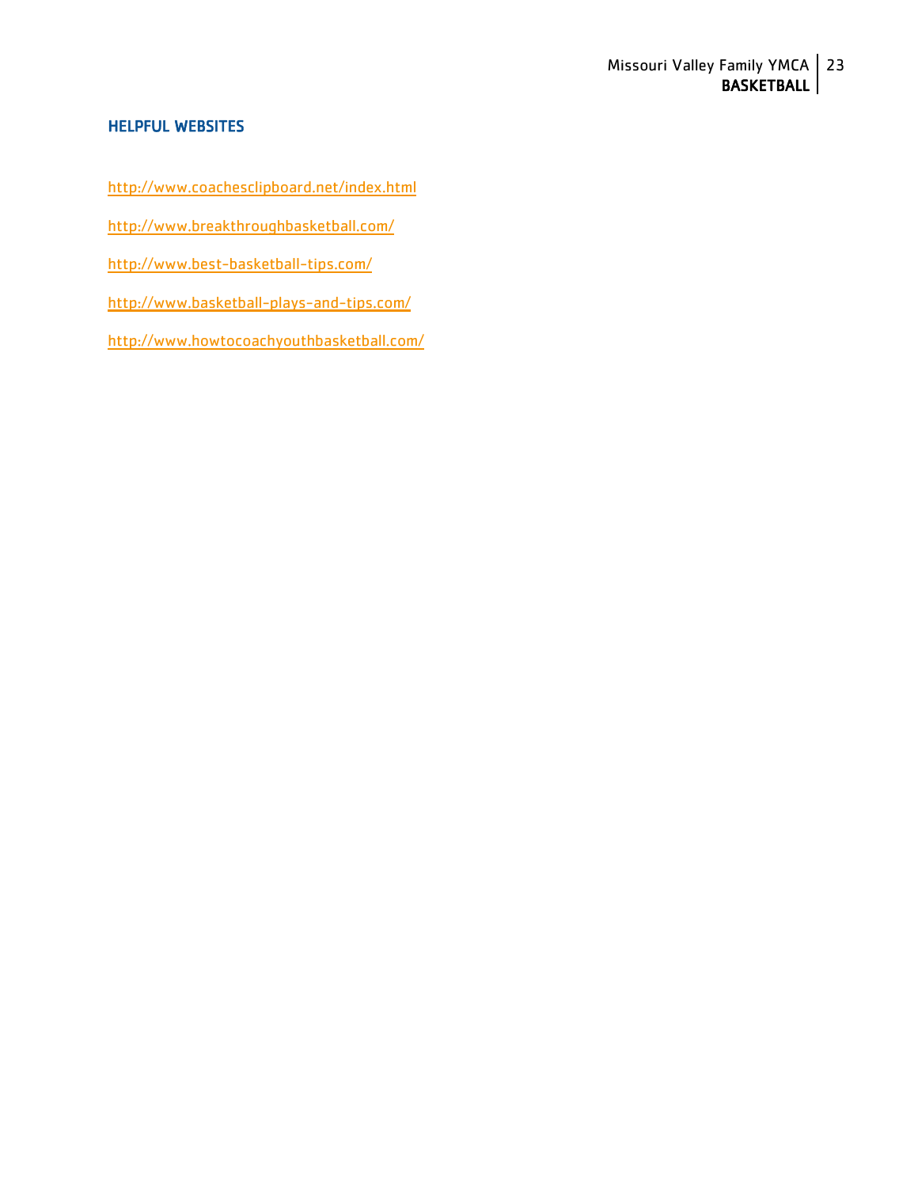## HELPFUL WEBSITES

http://www.coachesclipboard.net/index.html

http://www.breakthroughbasketball.com/

http://www.best-basketball-tips.com/

http://www.basketball-plays-and-tips.com/

http://www.howtocoachyouthbasketball.com/